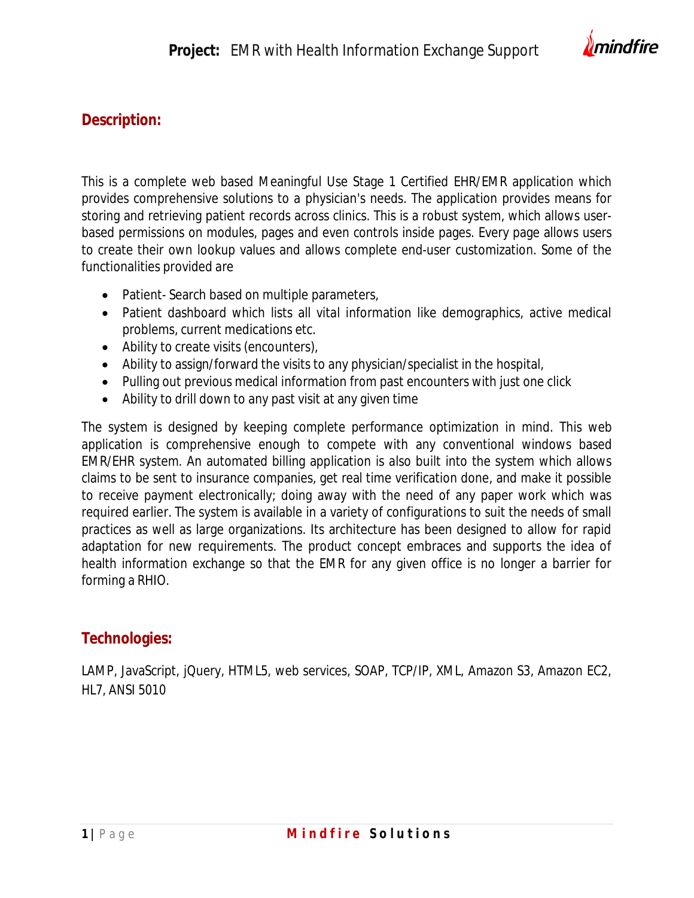# Project: EMR with Health Information Exchange Support

## Description:

This is a complete web based Meaningful Use Stage 1 Certified EHR/EMR application which provides comprehensive solutions to a physician's needs. The application provides means for storing and retrieving patient records across clinics. This is a robust system, which allows user-based permissions on modules, pages and even controls inside pages. Every page allows users to create their own lookup values and allows complete end-user customization. Some of the functionalities provided are

- Patient- Search based on multiple parameters,
- Patient dashboard which lists all vital information like demographics, active medical problems, current medications etc.
- Ability to create visits (encounters),
- Ability to assign/forward the visits to any physician/specialist in the hospital,
- Pulling out previous medical information from past encounters with just one click
- Ability to drill down to any past visit at any given time

The system is designed by keeping complete performance optimization in mind. This web application is comprehensive enough to compete with any conventional windows based EMR/EHR system. An automated billing application is also built into the system which allows claims to be sent to insurance companies, get real time verification done, and make it possible to receive payment electronically; doing away with the need of any paper work which was required earlier. The system is available in a variety of configurations to suit the needs of small practices as well as large organizations. Its architecture has been designed to allow for rapid adaptation for new requirements. The product concept embraces and supports the idea of health information exchange so that the EMR for any given office is no longer a barrier for forming a RHIO.

## Technologies:

LAMP, JavaScript, jQuery, HTML5, web services, SOAP, TCP/IP, XML, Amazon S3, Amazon EC2, HL7, ANSI 5010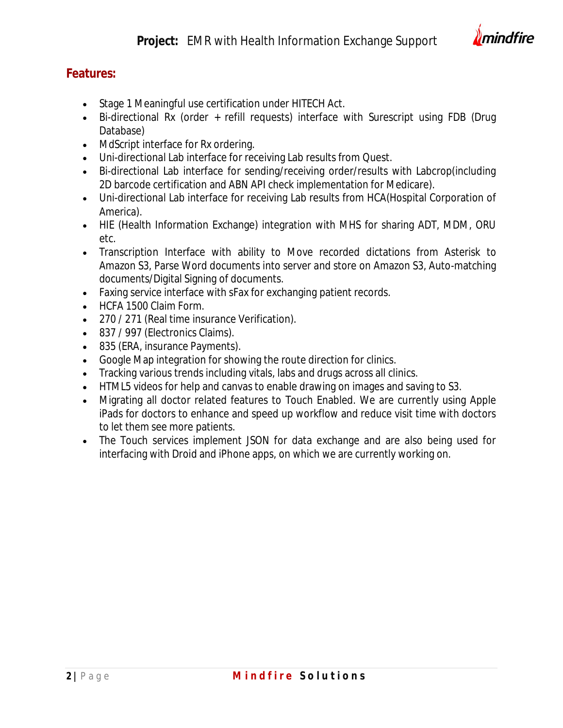**Project:** EMR with Health Information Exchange Support

## Features:

- Stage 1 Meaningful use certification under HITECH Act.
- Bi-directional Rx (order + refill requests) interface with Surescript using FDB (Drug Database)
- MdScript interface for Rx ordering.
- Uni-directional Lab interface for receiving Lab results from Quest.
- Bi-directional Lab interface for sending/receiving order/results with Labcrop(including 2D barcode certification and ABN API check implementation for Medicare).
- Uni-directional Lab interface for receiving Lab results from HCA(Hospital Corporation of America).
- HIE (Health Information Exchange) integration with MHS for sharing ADT, MDM, ORU etc.
- Transcription Interface with ability to Move recorded dictations from Asterisk to Amazon S3, Parse Word documents into server and store on Amazon S3, Auto-matching documents/Digital Signing of documents.
- Faxing service interface with sFax for exchanging patient records.
- HCFA 1500 Claim Form.
- 270 / 271 (Real time insurance Verification).
- 837 / 997 (Electronics Claims).
- 835 (ERA, insurance Payments).
- Google Map integration for showing the route direction for clinics.
- Tracking various trends including vitals, labs and drugs across all clinics.
- HTML5 videos for help and canvas to enable drawing on images and saving to S3.
- Migrating all doctor related features to Touch Enabled. We are currently using Apple iPads for doctors to enhance and speed up workflow and reduce visit time with doctors to let them see more patients.
- The Touch services implement JSON for data exchange and are also being used for interfacing with Droid and iPhone apps, on which we are currently working on.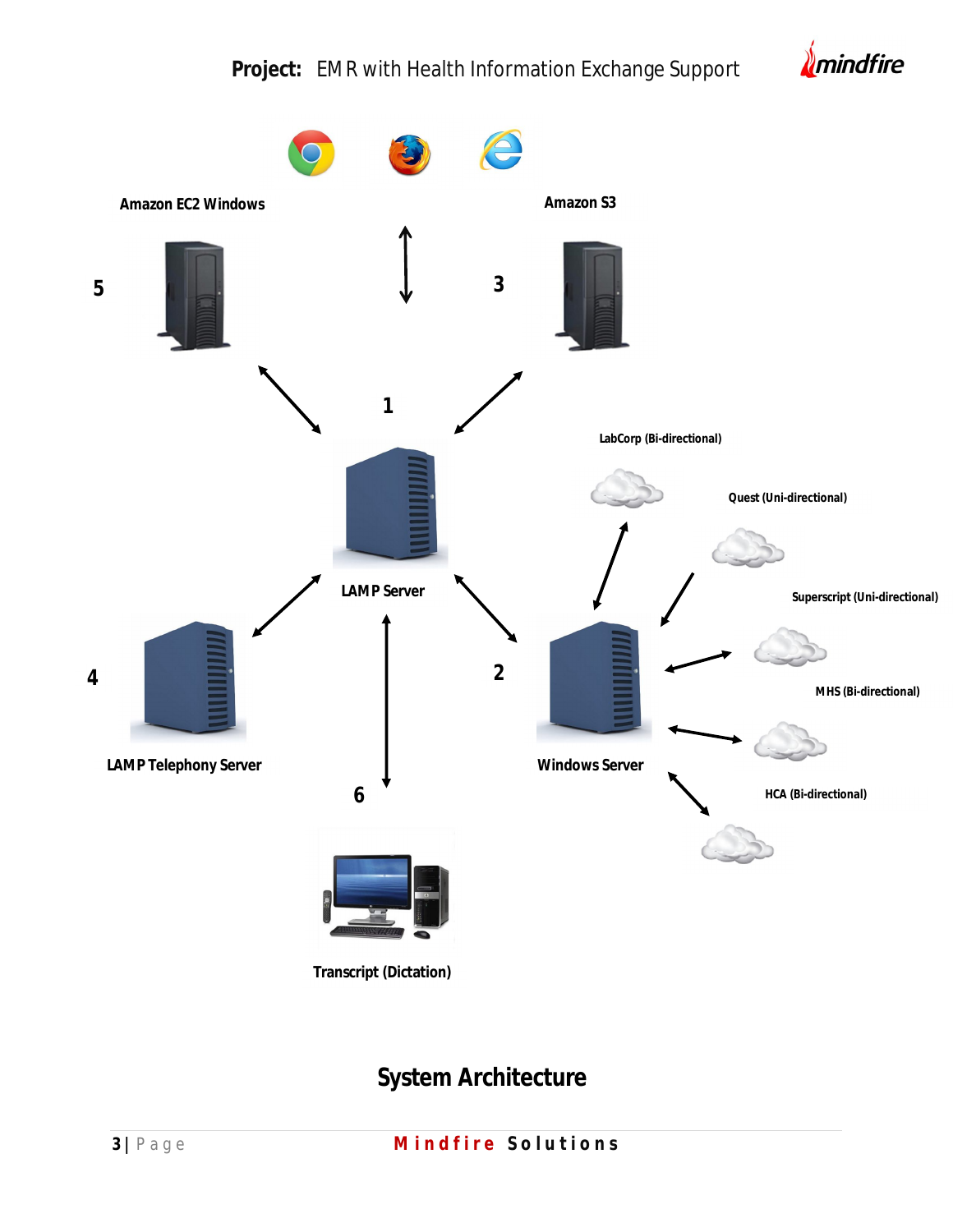Amazon EC2 Windows

Amazon S3

5

3

1

LabCorp (Bi-directional)

Quest (Uni-directional)

LAMP Server

Superscript (Uni-directional)

4

2

MHS (Bi-directional)

LAMP Telephony Server

Windows Server

6

HCA (Bi-directional)

Transcript (Dictation)

## System Architecture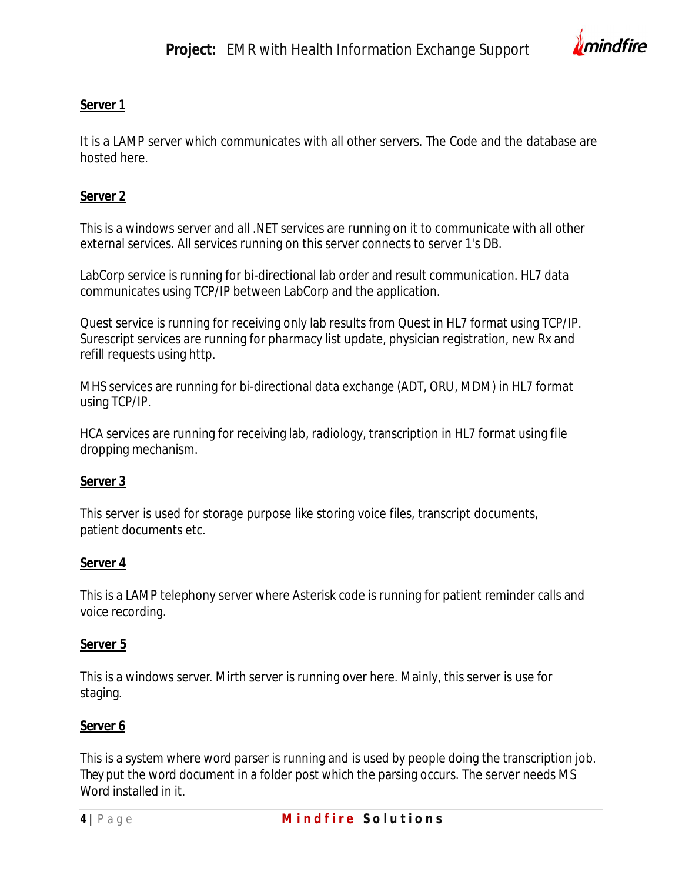**Server 1**

It is a LAMP server which communicates with all other servers. The Code and the database are hosted here.

**Server 2**

This is a windows server and all .NET services are running on it to communicate with all other external services. All services running on this server connects to server 1's DB.

LabCorp service is running for bi-directional lab order and result communication. HL7 data communicates using TCP/IP between LabCorp and the application.

Quest service is running for receiving only lab results from Quest in HL7 format using TCP/IP. Surescript services are running for pharmacy list update, physician registration, new Rx and refill requests using http.

MHS services are running for bi-directional data exchange (ADT, ORU, MDM) in HL7 format using TCP/IP.

HCA services are running for receiving lab, radiology, transcription in HL7 format using file dropping mechanism.

**Server 3**

This server is used for storage purpose like storing voice files, transcript documents, patient documents etc.

**Server 4**

This is a LAMP telephony server where Asterisk code is running for patient reminder calls and voice recording.

**Server 5**

This is a windows server. Mirth server is running over here. Mainly, this server is use for staging.

**Server 6**

This is a system where word parser is running and is used by people doing the transcription job. They put the word document in a folder post which the parsing occurs. The server needs MS Word installed in it.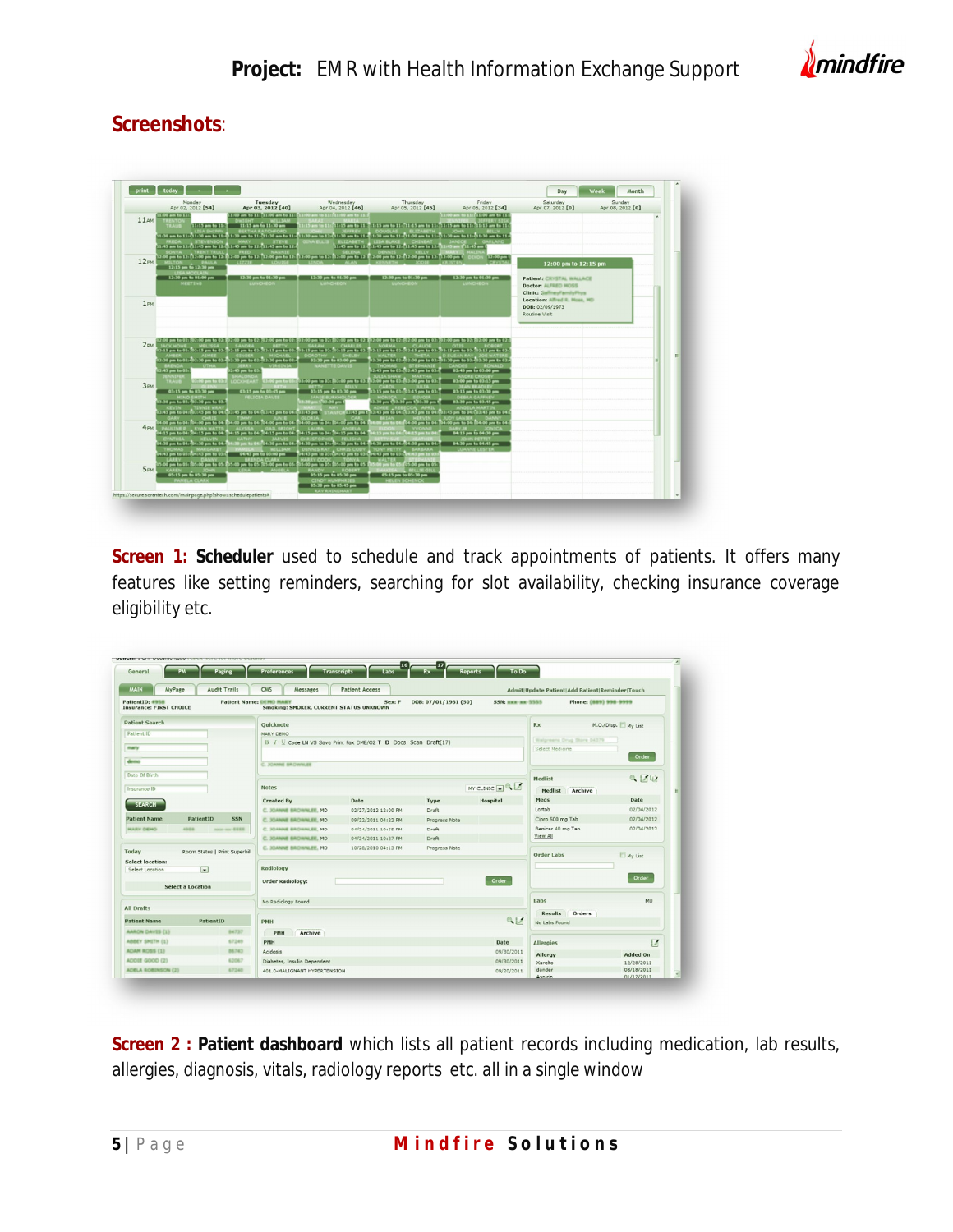## Screenshots:

**Screen 1: Scheduler** used to schedule and track appointments of patients. It offers many features like setting reminders, searching for slot availability, checking insurance coverage eligibility etc.

**Screen 2 : Patient dashboard** which lists all patient records including medication, lab results, allergies, diagnosis, vitals, radiology reports etc. all in a single window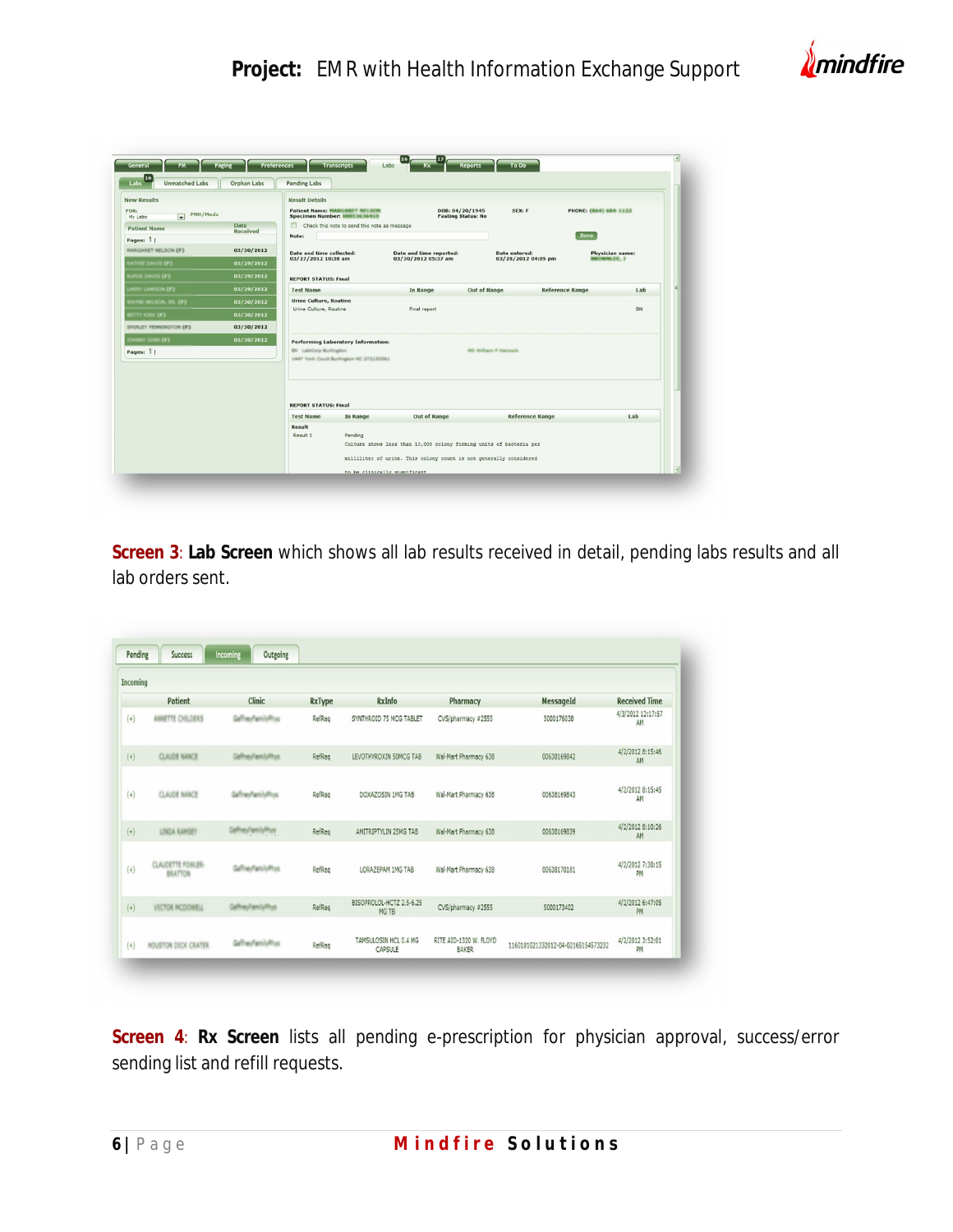**Screen 3**: **Lab Screen** which shows all lab results received in detail, pending labs results and all lab orders sent.

**Screen 4**: **Rx Screen** lists all pending e-prescription for physician approval, success/error sending list and refill requests.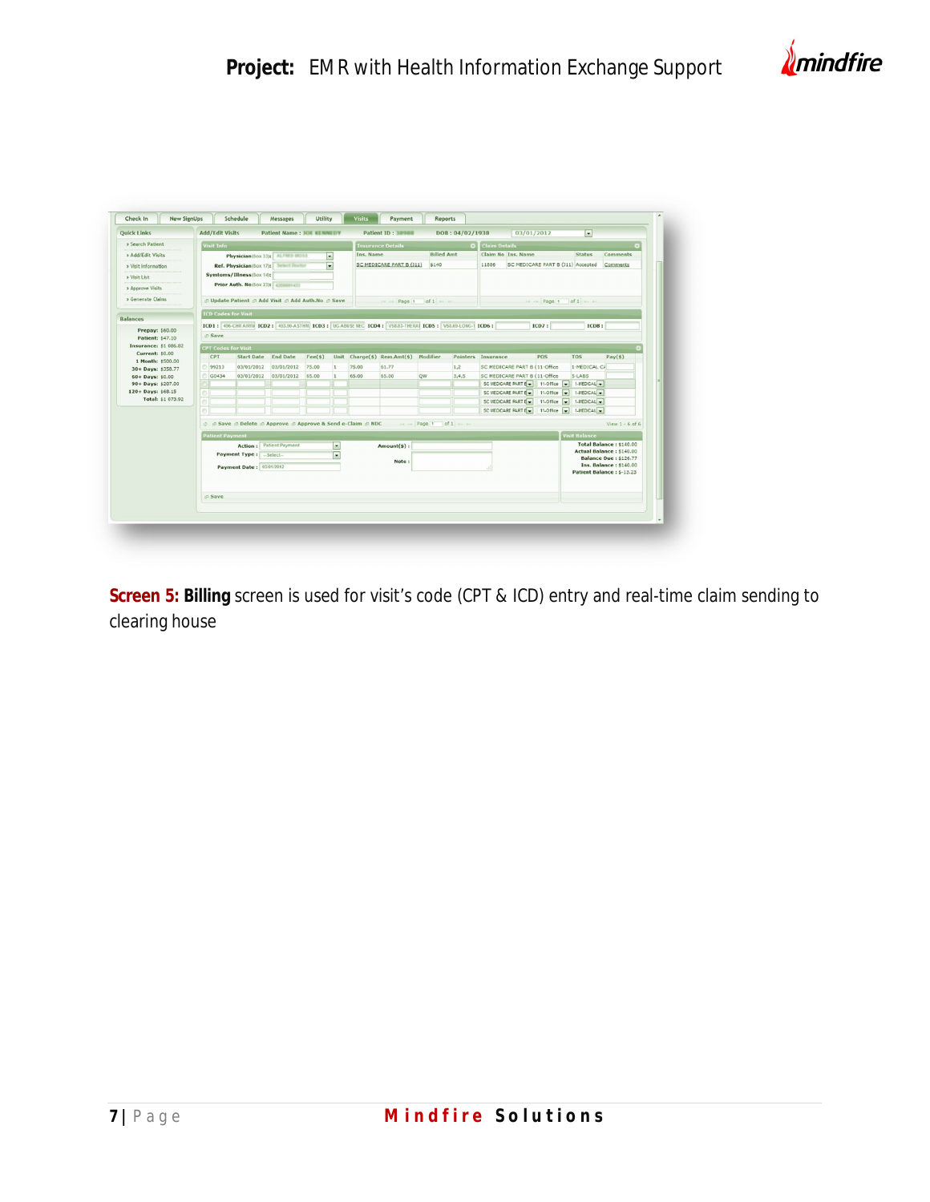**Screen 5: Billing** screen is used for visit's code (CPT & ICD) entry and real-time claim sending to clearing house